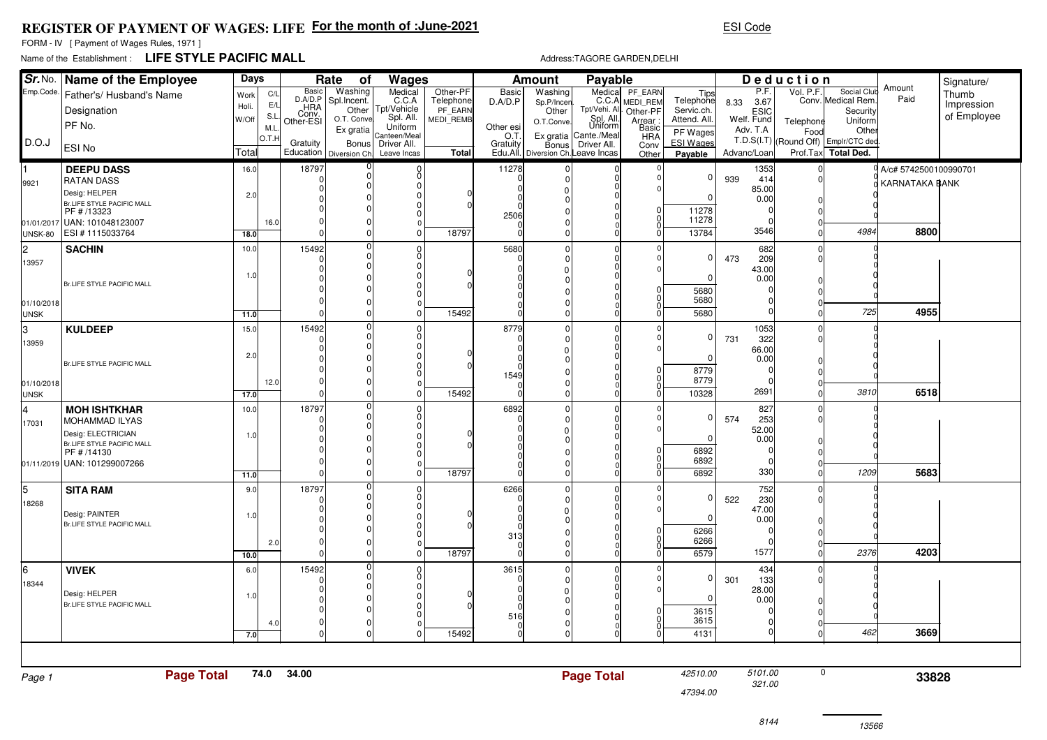# REGISTER OF PAYMENT OF WAGES: LIFE For the month of :June-2021

ESI Code

FORM - IV [ Payment of Wages Rules, 1971 ]

Name of the Establishment : **LIFE STYLE PACIFIC MALL**

Address:TAGORE GARDEN,DELHI

| Sr. No. / Emp.Code / D.O.J | Name of the Employee / Father's/ Husband's Name / Designation / PF No. / ESI No | Days (Work / Holi. / W/Off / Total) | C/L E/L S.L. M.L. O.T.H | Rate of Wages: Basic D.A/D.P HRA Conv. Other-ESI Gratuity Education | Washing Spl.Incent. Other O.T. Conve Ex gratia Bonus Diversion Ch | Medical C.C.A Tpt/Vehicle Spl. All. Uniform Canteen/Meal Driver All. Leave Incas | Other-PF Telephone PF_EARN MEDI_REMB Total | Amount Payable: Basic D.A/D.P Other esi O.T. Gratuity Edu.All. | Washing Sp.P/Incen. Other O.T.Conve. Ex gratia Bonus Diversion Ch. | Medical C.C.A Tpt/Vehi. All. Spl. All. Uniform Cante./Meal Driver All. Leave Incas | PF_EARN MEDI_REM Other-PF Arrear : Basic HRA Conv Other | Tips Telephone Servic.ch. Attend. All. PF Wages ESI Wages Payable | Deduction: P.F. 8.33 3.67 ESIC Welf. Fund Adv. T.A Advanc/Loan | Vol. P.F. Telephone Food T.D.S(I.T) (Round Off) Prof.Tax | Social Club Conv. Medical Rem. Security Uniform Other Emplr/CTC ded. Total Ded. | Amount Paid | Signature/ Thumb Impression of Employee |
|---|---|---|---|---|---|---|---|---|---|---|---|---|---|---|---|---|---|
| 1 / 9921 / 01/01/2017 / UNSK-80 | **DEEPU DASS** / RATAN DASS / Desig: HELPER / Br.LIFE STYLE PACIFIC MALL / PF # /13323 / UAN: 101048123007 / ESI # 1115033764 | 16.0 / 2.0 / 18.0 | 16.0 | 18797 / 0 / 0 / 0 / 0 / 0 / 0 | 0 / 0 / 0 / 0 / 0 / 0 / 0 | 0 / 0 / 0 / 0 / 0 / 0 / 0 / 0 | 0 / 0 / 18797 | 11278 / 0 / 0 / 0 / 0 / 2506 / 0 / 0 | 0 / 0 / 0 / 0 / 0 / 0 / 0 | 0 / 0 / 0 / 0 / 0 / 0 / 0 / 0 | 0 / 0 / 0 / 0 / 0 / 0 / 0 | 0 / 0 / 11278 / 11278 / 13784 | 1353 / 939 414 / 85.00 / 0.00 / 0 / 0 / 3546 | 0 / 0 / 0 / 0 / 0 / 0 | 0 / 0 / 0 / 0 / 0 / 4984 | A/c# 57425001009907 01 KARNATAKA BANK / **8800** | |
| 2 / 13957 / 01/10/2018 / UNSK | **SACHIN** / Br.LIFE STYLE PACIFIC MALL | 10.0 / 1.0 / 11.0 | | 15492 / 0 / 0 / 0 / 0 / 0 / 0 | 0 / 0 / 0 / 0 / 0 / 0 / 0 | 0 / 0 / 0 / 0 / 0 / 0 / 0 / 0 | 0 / 0 / 15492 | 5680 / 0 / 0 / 0 / 0 / 0 / 0 / 0 | 0 / 0 / 0 / 0 / 0 / 0 / 0 | 0 / 0 / 0 / 0 / 0 / 0 / 0 / 0 | 0 / 0 / 0 / 0 / 0 / 0 / 0 | 0 / 0 / 5680 / 5680 / 5680 | 682 / 473 209 / 43.00 / 0.00 / 0 / 0 / 0 | 0 / 0 / 0 / 0 / 0 / 0 | 0 / 0 / 0 / 0 / 0 / 725 | **4955** | |
| 3 / 13959 / 01/10/2018 / UNSK | **KULDEEP** / Br.LIFE STYLE PACIFIC MALL | 15.0 / 2.0 / 17.0 | 12.0 | 15492 / 0 / 0 / 0 / 0 / 0 / 0 | 0 / 0 / 0 / 0 / 0 / 0 / 0 | 0 / 0 / 0 / 0 / 0 / 0 / 0 / 0 | 0 / 0 / 15492 | 8779 / 0 / 0 / 0 / 0 / 1549 / 0 / 0 | 0 / 0 / 0 / 0 / 0 / 0 / 0 | 0 / 0 / 0 / 0 / 0 / 0 / 0 / 0 | 0 / 0 / 0 / 0 / 0 / 0 / 0 | 0 / 0 / 8779 / 8779 / 10328 | 1053 / 731 322 / 66.00 / 0.00 / 0 / 0 / 2691 | 0 / 0 / 0 / 0 / 0 / 0 | 0 / 0 / 0 / 0 / 0 / 3810 | **6518** | |
| 4 / 17031 / 01/11/2019 | **MOH ISHTKHAR** / MOHAMMAD ILYAS / Desig: ELECTRICIAN / Br.LIFE STYLE PACIFIC MALL / PF # /14130 / UAN: 101299007266 | 10.0 / 1.0 / 11.0 | | 18797 / 0 / 0 / 0 / 0 / 0 / 0 | 0 / 0 / 0 / 0 / 0 / 0 / 0 | 0 / 0 / 0 / 0 / 0 / 0 / 0 / 0 | 0 / 0 / 18797 | 6892 / 0 / 0 / 0 / 0 / 0 / 0 / 0 | 0 / 0 / 0 / 0 / 0 / 0 / 0 | 0 / 0 / 0 / 0 / 0 / 0 / 0 / 0 | 0 / 0 / 0 / 0 / 0 / 0 / 0 | 0 / 0 / 6892 / 6892 / 6892 | 827 / 574 253 / 52.00 / 0.00 / 0 / 0 / 330 | 0 / 0 / 0 / 0 / 0 / 0 | 0 / 0 / 0 / 0 / 0 / 1209 | **5683** | |
| 5 / 18268 | **SITA RAM** / Desig: PAINTER / Br.LIFE STYLE PACIFIC MALL | 9.0 / 1.0 / 10.0 | 2.0 | 18797 / 0 / 0 / 0 / 0 / 0 / 0 | 0 / 0 / 0 / 0 / 0 / 0 / 0 | 0 / 0 / 0 / 0 / 0 / 0 / 0 / 0 | 0 / 0 / 18797 | 6266 / 0 / 0 / 0 / 0 / 313 / 0 / 0 | 0 / 0 / 0 / 0 / 0 / 0 / 0 | 0 / 0 / 0 / 0 / 0 / 0 / 0 / 0 | 0 / 0 / 0 / 0 / 0 / 0 / 0 | 0 / 0 / 6266 / 6266 / 6579 | 752 / 522 230 / 47.00 / 0.00 / 0 / 0 / 1577 | 0 / 0 / 0 / 0 / 0 / 0 | 0 / 0 / 0 / 0 / 0 / 2376 | **4203** | |
| 6 / 18344 | **VIVEK** / Desig: HELPER / Br.LIFE STYLE PACIFIC MALL | 6.0 / 1.0 / 7.0 | 4.0 | 15492 / 0 / 0 / 0 / 0 / 0 / 0 | 0 / 0 / 0 / 0 / 0 / 0 / 0 | 0 / 0 / 0 / 0 / 0 / 0 / 0 / 0 | 0 / 0 / 15492 | 3615 / 0 / 0 / 0 / 0 / 516 / 0 / 0 | 0 / 0 / 0 / 0 / 0 / 0 / 0 | 0 / 0 / 0 / 0 / 0 / 0 / 0 / 0 | 0 / 0 / 0 / 0 / 0 / 0 / 0 | 0 / 0 / 3615 / 3615 / 4131 | 434 / 301 133 / 28.00 / 0.00 / 0 / 0 / 0 | 0 / 0 / 0 / 0 / 0 / 0 | 0 / 0 / 0 / 0 / 0 / 462 | **3669** | |

Page 1 — **Page Total** 74.0 34.00 — **Page Total** 42510.00 / 47394.00 — 5101.00 / 321.00 — 0 — **33828**

8144 — 13566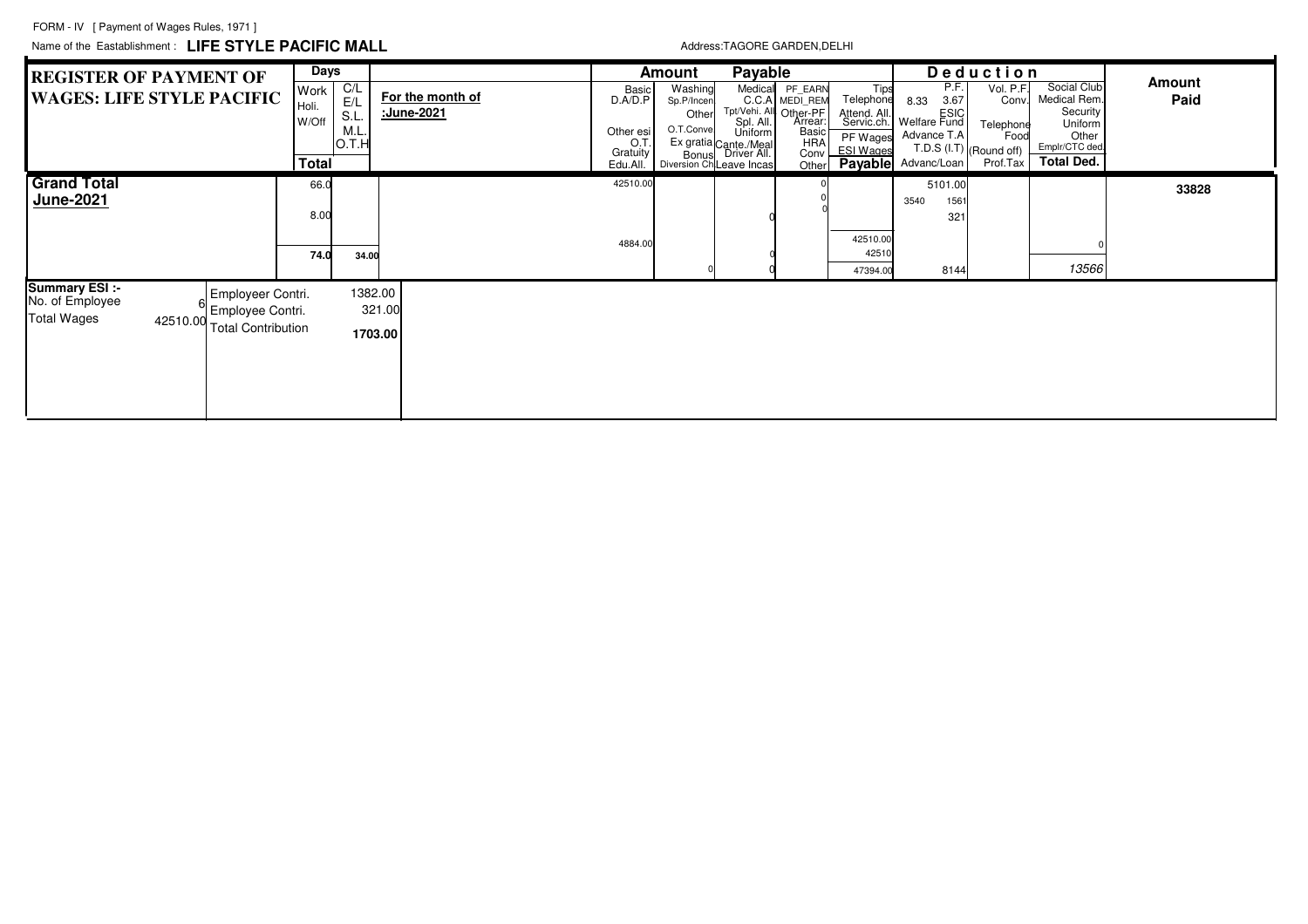FORM - IV [ Payment of Wages Rules, 1971 ]

Name of the Eastablishment : **LIFE STYLE PACIFIC MALL**

Address:TAGORE GARDEN,DELHI

| REGISTER OF PAYMENT OF WAGES: LIFE STYLE PACIFIC | Days: Work / Holi. / W/Off / **Total** | C/L / E/L / S.L. / M.L. / O.T.H | For the month of :June-2021 | Basic / D.A/D.P / Other esi / O.T. / Gratuity / Edu.All. | Washing / Sp.P/Incen / Other / O.T.Conve / Bonus / Diversion Ch | Medical / C.C.A / Tpt/Vehi. All / Spl. All. / Uniform / Ex gratia / Cante./Meal / Driver All. / Leave Incas | PF_EARN / MEDI_REM / Other-PF / Arrear: / Basic / HRA / Conv / Other | Tips / Telephone / Attend. All. / Servic.ch. / PF Wages / ESI Wages / **Payable** | P.F. 8.33 3.67 / ESIC / Welfare Fund / Advance T.A / Advanc/Loan | Vol. P.F. / Conv. / Telephone / Food / T.D.S (I.T) / (Round off) / Prof.Tax | Social Club / Medical Rem. / Security / Uniform / Other / Emplr/CTC ded. / **Total Ded.** | Amount Paid |
|---|---|---|---|---|---|---|---|---|---|---|---|---|
| **Grand Total June-2021** | 66.0 / 8.00 / **74.0** | **34.00** | | 42510.00 / 4884.00 | 0 | 0 / 0 / 0 | 0 / 0 / 0 | 42510.00 / 42510 / 47394.00 | 5101.00 / 3540 1561 / 321 / 8144 | | 0 / 13566 | **33828** |

**Summary ESI :-**

| | | | |
|---|---|---|---|
| No. of Employee | 6 | Employeer Contri. | 1382.00 |
| Total Wages | 42510.00 | Employee Contri. | 321.00 |
| | | Total Contribution | **1703.00** |